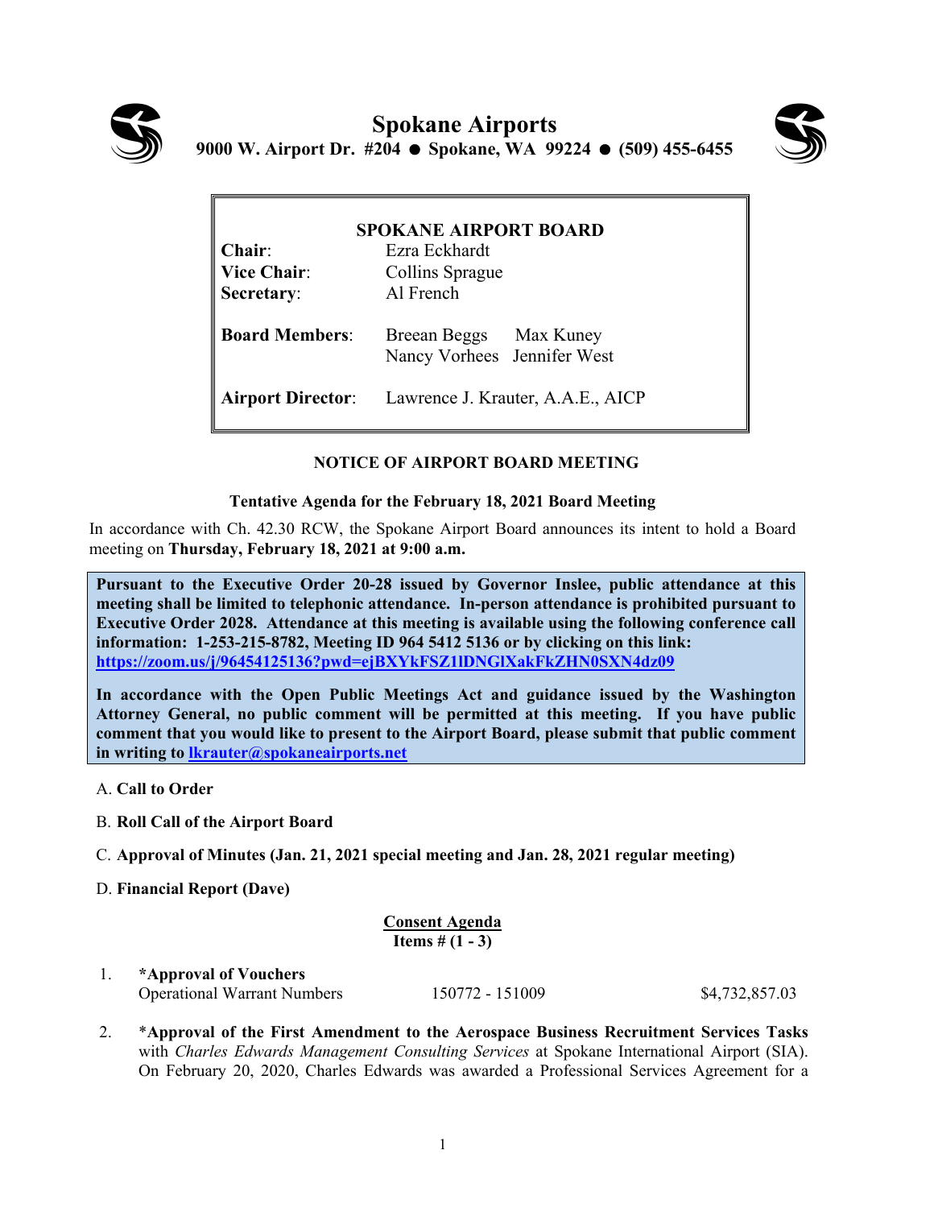# Spokane Airports

**9000 W. Airport Dr. #204 ● Spokane, WA 99224 ● (509) 455-6455**

**SPOKANE AIRPORT BOARD**

| | |
|---|---|
| **Chair**: | Ezra Eckhardt |
| **Vice Chair**: | Collins Sprague |
| **Secretary**: | Al French |
| **Board Members**: | Breean Beggs  Max Kuney<br>Nancy Vorhees  Jennifer West |
| **Airport Director**: | Lawrence J. Krauter, A.A.E., AICP |

## NOTICE OF AIRPORT BOARD MEETING

**Tentative Agenda for the February 18, 2021 Board Meeting**

In accordance with Ch. 42.30 RCW, the Spokane Airport Board announces its intent to hold a Board meeting on **Thursday, February 18, 2021 at 9:00 a.m.**

**Pursuant to the Executive Order 20-28 issued by Governor Inslee, public attendance at this meeting shall be limited to telephonic attendance. In-person attendance is prohibited pursuant to Executive Order 2028. Attendance at this meeting is available using the following conference call information: 1-253-215-8782, Meeting ID 964 5412 5136 or by clicking on this link: https://zoom.us/j/96454125136?pwd=ejBXYkFSZ1lDNGlXakFkZHN0SXN4dz09**

**In accordance with the Open Public Meetings Act and guidance issued by the Washington Attorney General, no public comment will be permitted at this meeting. If you have public comment that you would like to present to the Airport Board, please submit that public comment in writing to lkrauter@spokaneairports.net**

A. **Call to Order**

B. **Roll Call of the Airport Board**

C. **Approval of Minutes (Jan. 21, 2021 special meeting and Jan. 28, 2021 regular meeting)**

D. **Financial Report (Dave)**

**Consent Agenda**
**Items # (1 - 3)**

1. ***Approval of Vouchers**
   Operational Warrant Numbers   150772 - 151009   $4,732,857.03

2. ***Approval of the First Amendment to the Aerospace Business Recruitment Services Tasks** with *Charles Edwards Management Consulting Services* at Spokane International Airport (SIA). On February 20, 2020, Charles Edwards was awarded a Professional Services Agreement for a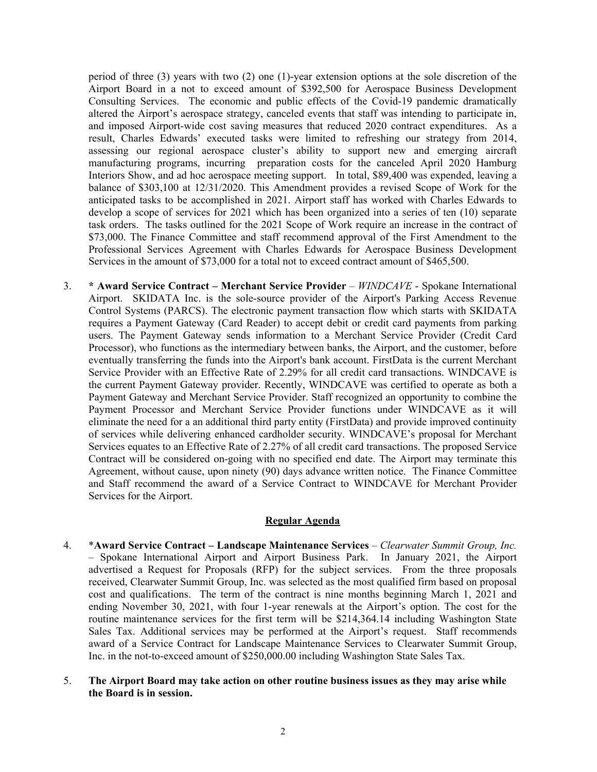period of three (3) years with two (2) one (1)-year extension options at the sole discretion of the Airport Board in a not to exceed amount of $392,500 for Aerospace Business Development Consulting Services. The economic and public effects of the Covid-19 pandemic dramatically altered the Airport's aerospace strategy, canceled events that staff was intending to participate in, and imposed Airport-wide cost saving measures that reduced 2020 contract expenditures. As a result, Charles Edwards' executed tasks were limited to refreshing our strategy from 2014, assessing our regional aerospace cluster's ability to support new and emerging aircraft manufacturing programs, incurring preparation costs for the canceled April 2020 Hamburg Interiors Show, and ad hoc aerospace meeting support. In total, $89,400 was expended, leaving a balance of $303,100 at 12/31/2020. This Amendment provides a revised Scope of Work for the anticipated tasks to be accomplished in 2021. Airport staff has worked with Charles Edwards to develop a scope of services for 2021 which has been organized into a series of ten (10) separate task orders. The tasks outlined for the 2021 Scope of Work require an increase in the contract of $73,000. The Finance Committee and staff recommend approval of the First Amendment to the Professional Services Agreement with Charles Edwards for Aerospace Business Development Services in the amount of $73,000 for a total not to exceed contract amount of $465,500.

3. **\* Award Service Contract – Merchant Service Provider** – *WINDCAVE* - Spokane International Airport. SKIDATA Inc. is the sole-source provider of the Airport's Parking Access Revenue Control Systems (PARCS). The electronic payment transaction flow which starts with SKIDATA requires a Payment Gateway (Card Reader) to accept debit or credit card payments from parking users. The Payment Gateway sends information to a Merchant Service Provider (Credit Card Processor), who functions as the intermediary between banks, the Airport, and the customer, before eventually transferring the funds into the Airport's bank account. FirstData is the current Merchant Service Provider with an Effective Rate of 2.29% for all credit card transactions. WINDCAVE is the current Payment Gateway provider. Recently, WINDCAVE was certified to operate as both a Payment Gateway and Merchant Service Provider. Staff recognized an opportunity to combine the Payment Processor and Merchant Service Provider functions under WINDCAVE as it will eliminate the need for a an additional third party entity (FirstData) and provide improved continuity of services while delivering enhanced cardholder security. WINDCAVE's proposal for Merchant Services equates to an Effective Rate of 2.27% of all credit card transactions. The proposed Service Contract will be considered on-going with no specified end date. The Airport may terminate this Agreement, without cause, upon ninety (90) days advance written notice. The Finance Committee and Staff recommend the award of a Service Contract to WINDCAVE for Merchant Provider Services for the Airport.

## Regular Agenda

4. \***Award Service Contract – Landscape Maintenance Services** – *Clearwater Summit Group, Inc.* – Spokane International Airport and Airport Business Park. In January 2021, the Airport advertised a Request for Proposals (RFP) for the subject services. From the three proposals received, Clearwater Summit Group, Inc. was selected as the most qualified firm based on proposal cost and qualifications. The term of the contract is nine months beginning March 1, 2021 and ending November 30, 2021, with four 1-year renewals at the Airport's option. The cost for the routine maintenance services for the first term will be $214,364.14 including Washington State Sales Tax. Additional services may be performed at the Airport's request. Staff recommends award of a Service Contract for Landscape Maintenance Services to Clearwater Summit Group, Inc. in the not-to-exceed amount of $250,000.00 including Washington State Sales Tax.

5. **The Airport Board may take action on other routine business issues as they may arise while the Board is in session.**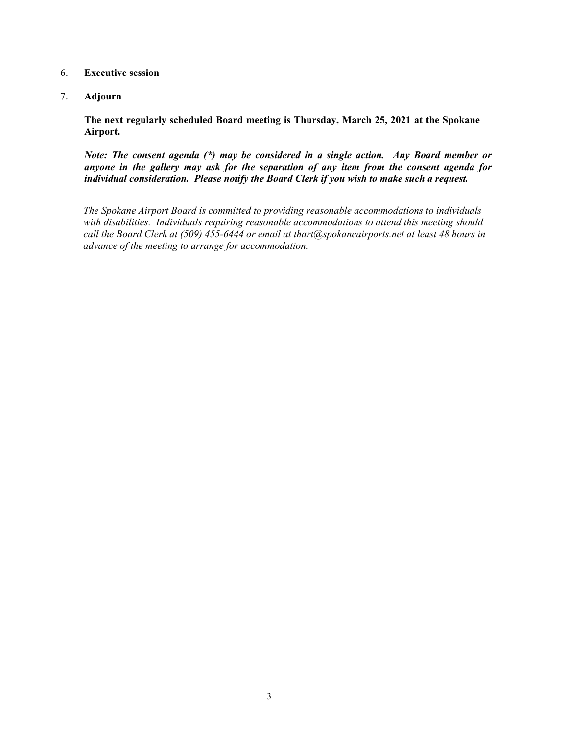6. **Executive session**

7. **Adjourn**

   **The next regularly scheduled Board meeting is Thursday, March 25, 2021 at the Spokane Airport.**

   ***Note: The consent agenda (*) may be considered in a single action. Any Board member or anyone in the gallery may ask for the separation of any item from the consent agenda for individual consideration. Please notify the Board Clerk if you wish to make such a request.***

   *The Spokane Airport Board is committed to providing reasonable accommodations to individuals with disabilities. Individuals requiring reasonable accommodations to attend this meeting should call the Board Clerk at (509) 455-6444 or email at thart@spokaneairports.net at least 48 hours in advance of the meeting to arrange for accommodation.*